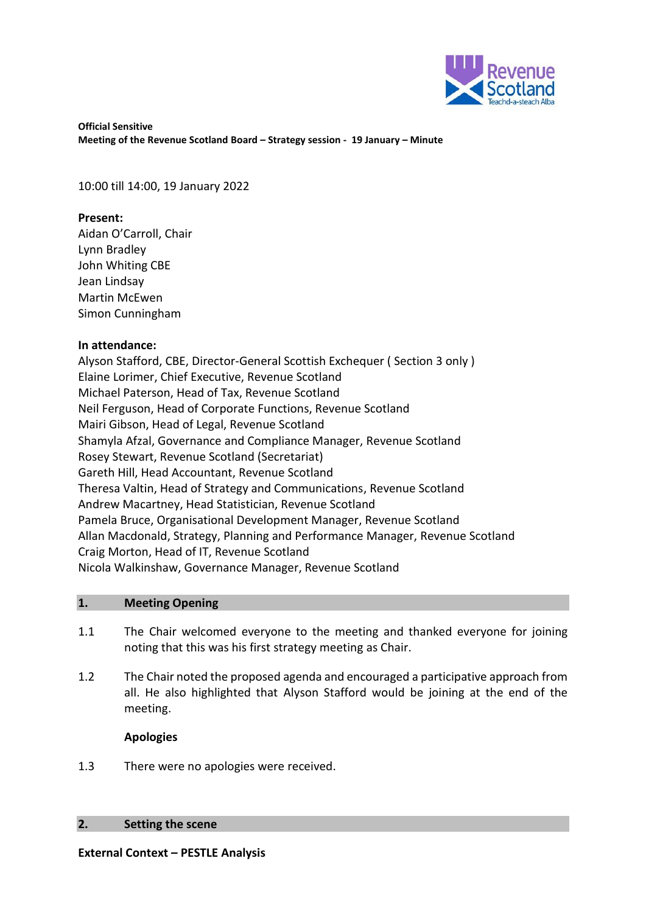**Official Sensitive**
**Meeting of the Revenue Scotland Board – Strategy session - 19 January – Minute**

10:00 till 14:00, 19 January 2022

**Present:**
Aidan O'Carroll, Chair
Lynn Bradley
John Whiting CBE
Jean Lindsay
Martin McEwen
Simon Cunningham

**In attendance:**
Alyson Stafford, CBE, Director-General Scottish Exchequer ( Section 3 only )
Elaine Lorimer, Chief Executive, Revenue Scotland
Michael Paterson, Head of Tax, Revenue Scotland
Neil Ferguson, Head of Corporate Functions, Revenue Scotland
Mairi Gibson, Head of Legal, Revenue Scotland
Shamyla Afzal, Governance and Compliance Manager, Revenue Scotland
Rosey Stewart, Revenue Scotland (Secretariat)
Gareth Hill, Head Accountant, Revenue Scotland
Theresa Valtin, Head of Strategy and Communications, Revenue Scotland
Andrew Macartney, Head Statistician, Revenue Scotland
Pamela Bruce, Organisational Development Manager, Revenue Scotland
Allan Macdonald, Strategy, Planning and Performance Manager, Revenue Scotland
Craig Morton, Head of IT, Revenue Scotland
Nicola Walkinshaw, Governance Manager, Revenue Scotland

## 1. Meeting Opening

1.1 The Chair welcomed everyone to the meeting and thanked everyone for joining noting that this was his first strategy meeting as Chair.

1.2 The Chair noted the proposed agenda and encouraged a participative approach from all. He also highlighted that Alyson Stafford would be joining at the end of the meeting.

**Apologies**

1.3 There were no apologies were received.

## 2. Setting the scene

**External Context – PESTLE Analysis**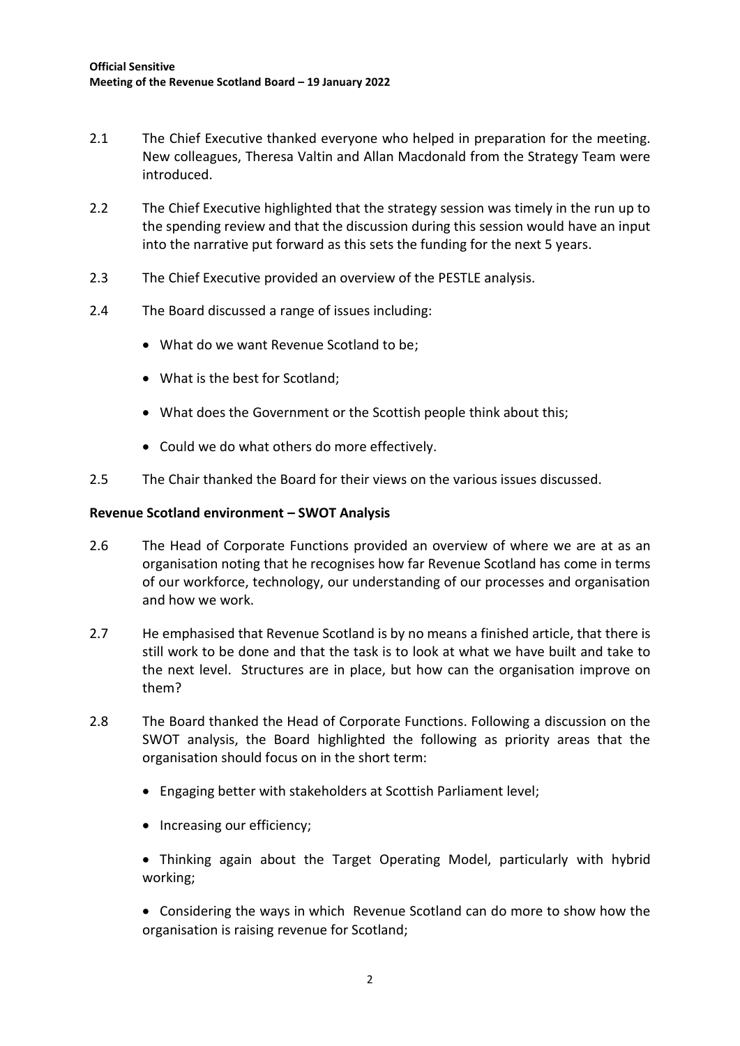2.1 The Chief Executive thanked everyone who helped in preparation for the meeting. New colleagues, Theresa Valtin and Allan Macdonald from the Strategy Team were introduced.

2.2 The Chief Executive highlighted that the strategy session was timely in the run up to the spending review and that the discussion during this session would have an input into the narrative put forward as this sets the funding for the next 5 years.

2.3 The Chief Executive provided an overview of the PESTLE analysis.

2.4 The Board discussed a range of issues including:

- What do we want Revenue Scotland to be;
- What is the best for Scotland;
- What does the Government or the Scottish people think about this;
- Could we do what others do more effectively.

2.5 The Chair thanked the Board for their views on the various issues discussed.

**Revenue Scotland environment – SWOT Analysis**

2.6 The Head of Corporate Functions provided an overview of where we are at as an organisation noting that he recognises how far Revenue Scotland has come in terms of our workforce, technology, our understanding of our processes and organisation and how we work.

2.7 He emphasised that Revenue Scotland is by no means a finished article, that there is still work to be done and that the task is to look at what we have built and take to the next level. Structures are in place, but how can the organisation improve on them?

2.8 The Board thanked the Head of Corporate Functions. Following a discussion on the SWOT analysis, the Board highlighted the following as priority areas that the organisation should focus on in the short term:

- Engaging better with stakeholders at Scottish Parliament level;
- Increasing our efficiency;
- Thinking again about the Target Operating Model, particularly with hybrid working;
- Considering the ways in which Revenue Scotland can do more to show how the organisation is raising revenue for Scotland;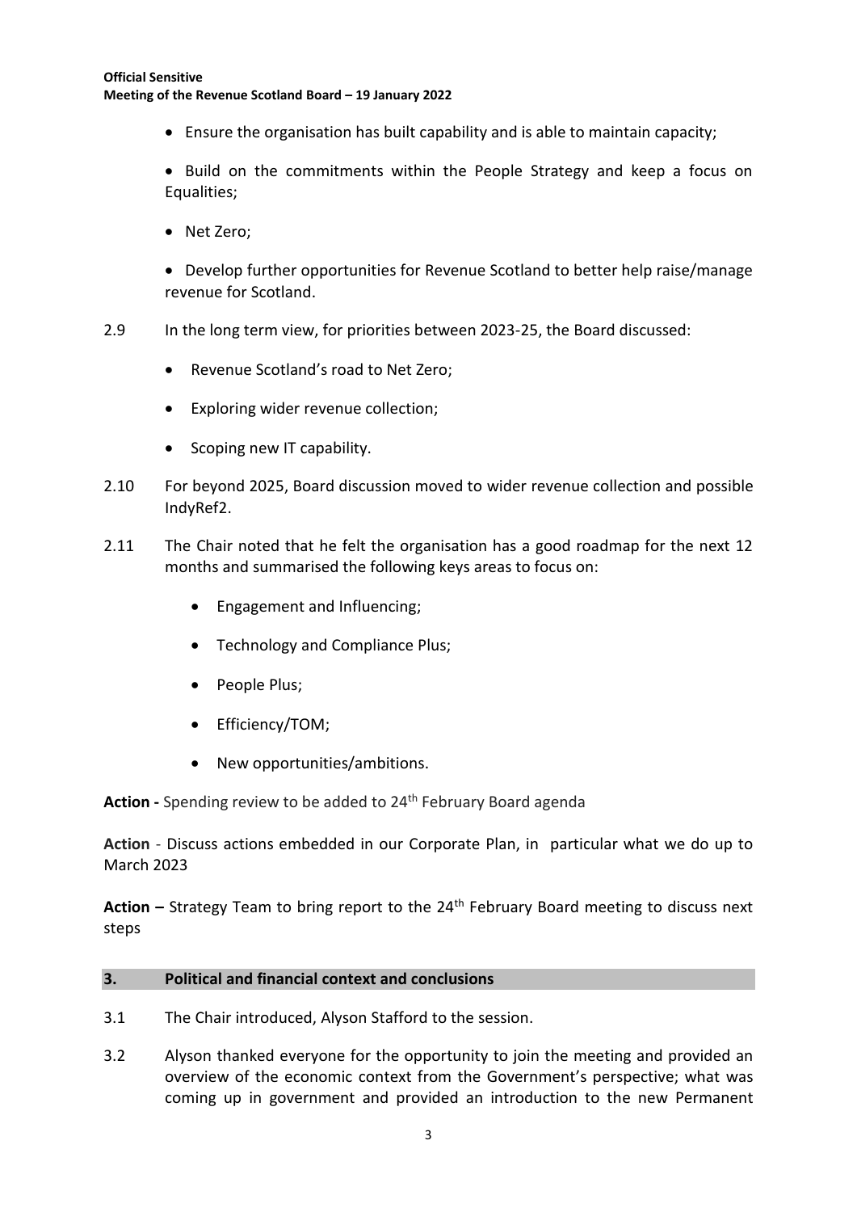- Ensure the organisation has built capability and is able to maintain capacity;
- Build on the commitments within the People Strategy and keep a focus on Equalities;
- Net Zero;
- Develop further opportunities for Revenue Scotland to better help raise/manage revenue for Scotland.

2.9 In the long term view, for priorities between 2023-25, the Board discussed:

- Revenue Scotland's road to Net Zero;
- Exploring wider revenue collection;
- Scoping new IT capability.

2.10 For beyond 2025, Board discussion moved to wider revenue collection and possible IndyRef2.

2.11 The Chair noted that he felt the organisation has a good roadmap for the next 12 months and summarised the following keys areas to focus on:

- Engagement and Influencing;
- Technology and Compliance Plus;
- People Plus;
- Efficiency/TOM;
- New opportunities/ambitions.

**Action -** Spending review to be added to 24th February Board agenda

**Action** - Discuss actions embedded in our Corporate Plan, in particular what we do up to March 2023

**Action –** Strategy Team to bring report to the 24th February Board meeting to discuss next steps

## 3. Political and financial context and conclusions

3.1 The Chair introduced, Alyson Stafford to the session.

3.2 Alyson thanked everyone for the opportunity to join the meeting and provided an overview of the economic context from the Government's perspective; what was coming up in government and provided an introduction to the new Permanent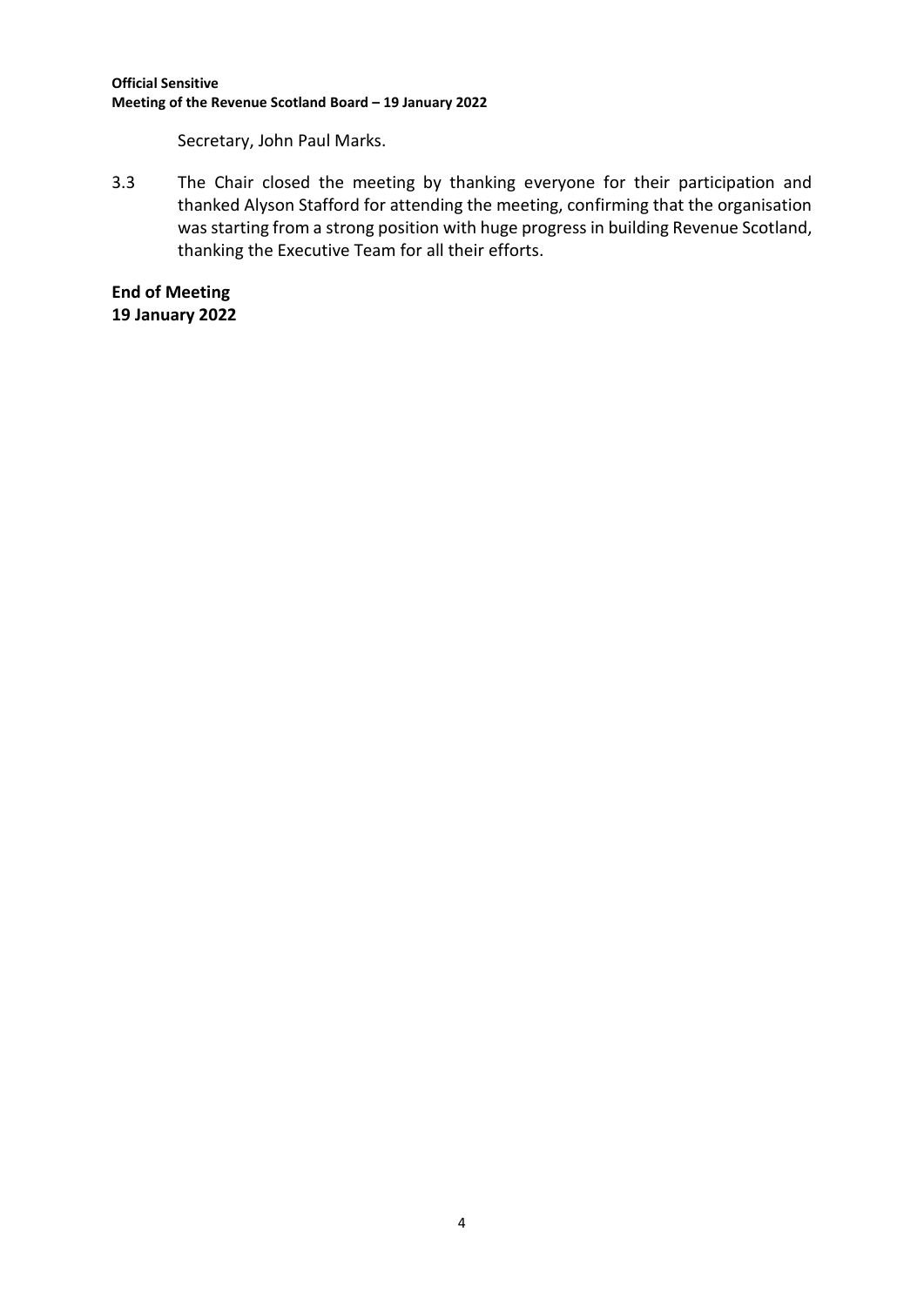Secretary, John Paul Marks.

3.3 The Chair closed the meeting by thanking everyone for their participation and thanked Alyson Stafford for attending the meeting, confirming that the organisation was starting from a strong position with huge progress in building Revenue Scotland, thanking the Executive Team for all their efforts.

**End of Meeting**
**19 January 2022**